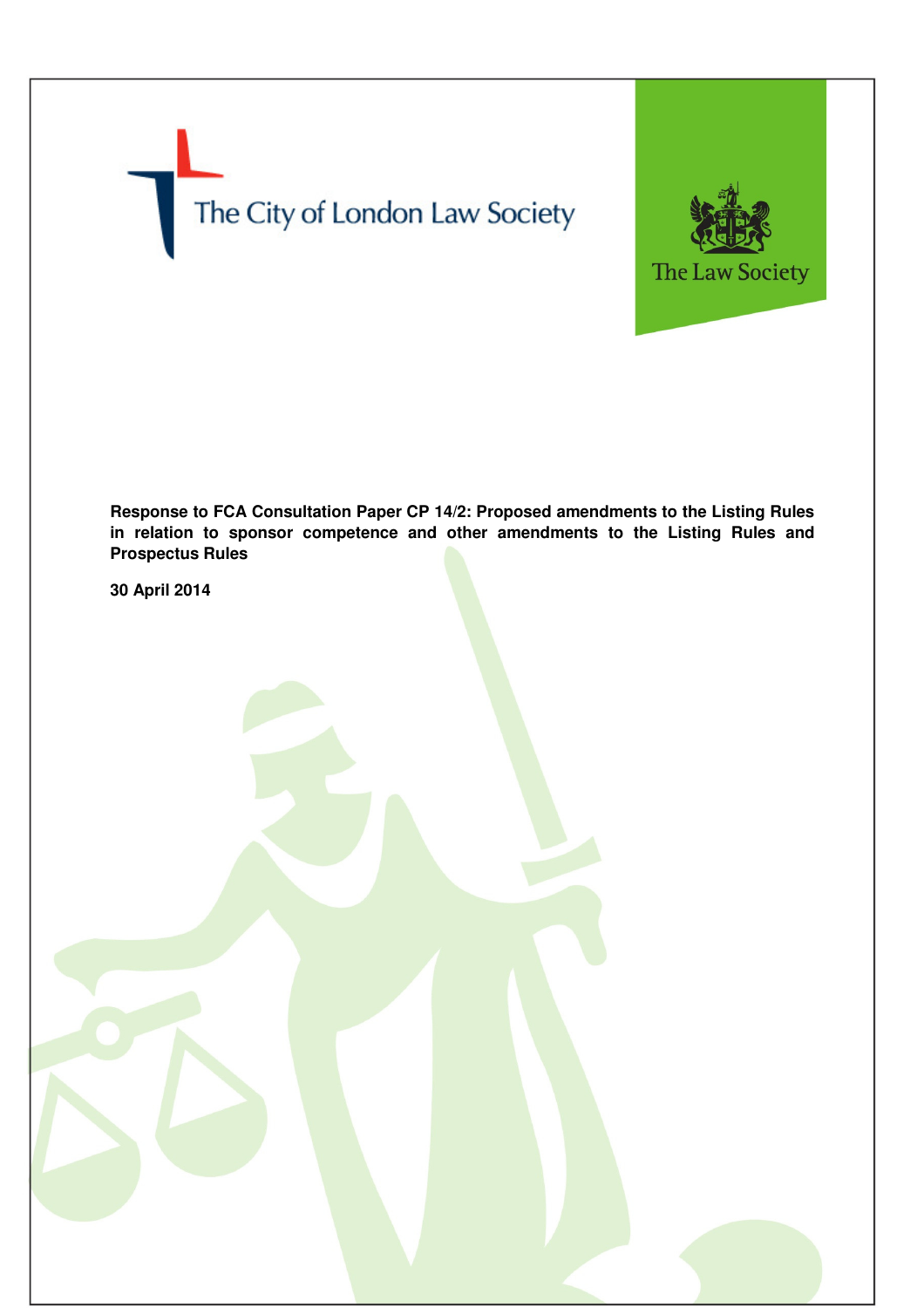The City of London Law Society

The Law Society

**Response to FCA Consultation Paper CP 14/2: Proposed amendments to the Listing Rules in relation to sponsor competence and other amendments to the Listing Rules and Prospectus Rules**

**30 April 2014**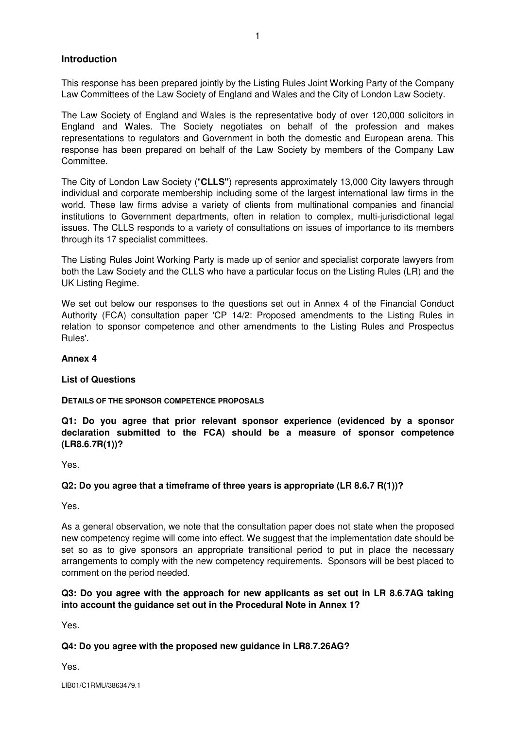## Introduction

This response has been prepared jointly by the Listing Rules Joint Working Party of the Company Law Committees of the Law Society of England and Wales and the City of London Law Society.

The Law Society of England and Wales is the representative body of over 120,000 solicitors in England and Wales. The Society negotiates on behalf of the profession and makes representations to regulators and Government in both the domestic and European arena. This response has been prepared on behalf of the Law Society by members of the Company Law Committee.

The City of London Law Society ("**CLLS**") represents approximately 13,000 City lawyers through individual and corporate membership including some of the largest international law firms in the world. These law firms advise a variety of clients from multinational companies and financial institutions to Government departments, often in relation to complex, multi-jurisdictional legal issues. The CLLS responds to a variety of consultations on issues of importance to its members through its 17 specialist committees.

The Listing Rules Joint Working Party is made up of senior and specialist corporate lawyers from both the Law Society and the CLLS who have a particular focus on the Listing Rules (LR) and the UK Listing Regime.

We set out below our responses to the questions set out in Annex 4 of the Financial Conduct Authority (FCA) consultation paper 'CP 14/2: Proposed amendments to the Listing Rules in relation to sponsor competence and other amendments to the Listing Rules and Prospectus Rules'.

## Annex 4

### List of Questions

**DETAILS OF THE SPONSOR COMPETENCE PROPOSALS**

**Q1: Do you agree that prior relevant sponsor experience (evidenced by a sponsor declaration submitted to the FCA) should be a measure of sponsor competence (LR8.6.7R(1))?**

Yes.

**Q2: Do you agree that a timeframe of three years is appropriate (LR 8.6.7 R(1))?**

Yes.

As a general observation, we note that the consultation paper does not state when the proposed new competency regime will come into effect. We suggest that the implementation date should be set so as to give sponsors an appropriate transitional period to put in place the necessary arrangements to comply with the new competency requirements. Sponsors will be best placed to comment on the period needed.

**Q3: Do you agree with the approach for new applicants as set out in LR 8.6.7AG taking into account the guidance set out in the Procedural Note in Annex 1?**

Yes.

**Q4: Do you agree with the proposed new guidance in LR8.7.26AG?**

Yes.

LIB01/C1RMU/3863479.1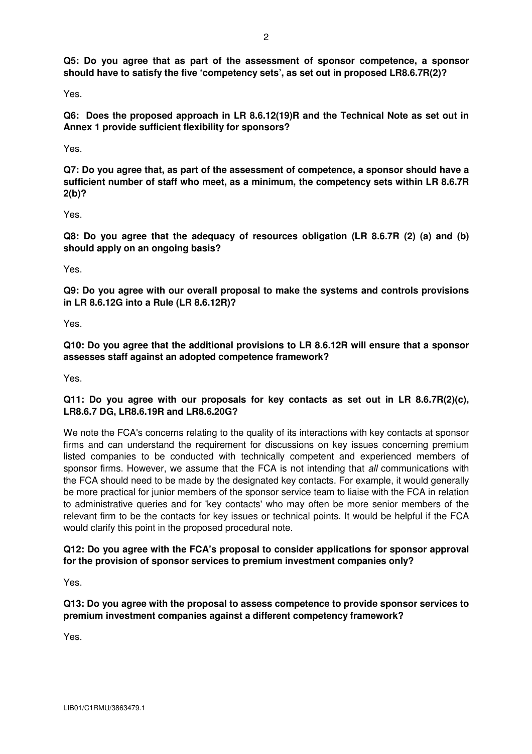**Q5: Do you agree that as part of the assessment of sponsor competence, a sponsor should have to satisfy the five 'competency sets', as set out in proposed LR8.6.7R(2)?**

Yes.

**Q6: Does the proposed approach in LR 8.6.12(19)R and the Technical Note as set out in Annex 1 provide sufficient flexibility for sponsors?**

Yes.

**Q7: Do you agree that, as part of the assessment of competence, a sponsor should have a sufficient number of staff who meet, as a minimum, the competency sets within LR 8.6.7R 2(b)?**

Yes.

**Q8: Do you agree that the adequacy of resources obligation (LR 8.6.7R (2) (a) and (b) should apply on an ongoing basis?**

Yes.

**Q9: Do you agree with our overall proposal to make the systems and controls provisions in LR 8.6.12G into a Rule (LR 8.6.12R)?**

Yes.

**Q10: Do you agree that the additional provisions to LR 8.6.12R will ensure that a sponsor assesses staff against an adopted competence framework?**

Yes.

**Q11: Do you agree with our proposals for key contacts as set out in LR 8.6.7R(2)(c), LR8.6.7 DG, LR8.6.19R and LR8.6.20G?**

We note the FCA's concerns relating to the quality of its interactions with key contacts at sponsor firms and can understand the requirement for discussions on key issues concerning premium listed companies to be conducted with technically competent and experienced members of sponsor firms. However, we assume that the FCA is not intending that *all* communications with the FCA should need to be made by the designated key contacts. For example, it would generally be more practical for junior members of the sponsor service team to liaise with the FCA in relation to administrative queries and for 'key contacts' who may often be more senior members of the relevant firm to be the contacts for key issues or technical points. It would be helpful if the FCA would clarify this point in the proposed procedural note.

**Q12: Do you agree with the FCA's proposal to consider applications for sponsor approval for the provision of sponsor services to premium investment companies only?**

Yes.

**Q13: Do you agree with the proposal to assess competence to provide sponsor services to premium investment companies against a different competency framework?**

Yes.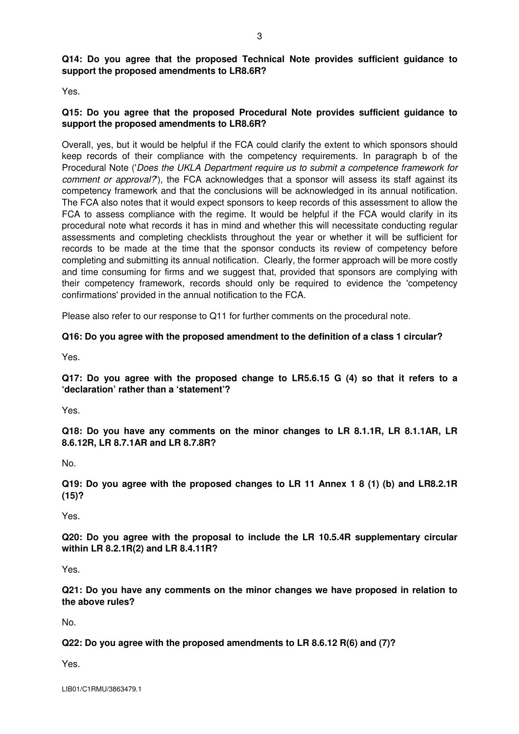**Q14: Do you agree that the proposed Technical Note provides sufficient guidance to support the proposed amendments to LR8.6R?**

Yes.

**Q15: Do you agree that the proposed Procedural Note provides sufficient guidance to support the proposed amendments to LR8.6R?**

Overall, yes, but it would be helpful if the FCA could clarify the extent to which sponsors should keep records of their compliance with the competency requirements. In paragraph b of the Procedural Note ('*Does the UKLA Department require us to submit a competence framework for comment or approval?*'), the FCA acknowledges that a sponsor will assess its staff against its competency framework and that the conclusions will be acknowledged in its annual notification. The FCA also notes that it would expect sponsors to keep records of this assessment to allow the FCA to assess compliance with the regime. It would be helpful if the FCA would clarify in its procedural note what records it has in mind and whether this will necessitate conducting regular assessments and completing checklists throughout the year or whether it will be sufficient for records to be made at the time that the sponsor conducts its review of competency before completing and submitting its annual notification. Clearly, the former approach will be more costly and time consuming for firms and we suggest that, provided that sponsors are complying with their competency framework, records should only be required to evidence the 'competency confirmations' provided in the annual notification to the FCA.

Please also refer to our response to Q11 for further comments on the procedural note.

**Q16: Do you agree with the proposed amendment to the definition of a class 1 circular?**

Yes.

**Q17: Do you agree with the proposed change to LR5.6.15 G (4) so that it refers to a 'declaration' rather than a 'statement'?**

Yes.

**Q18: Do you have any comments on the minor changes to LR 8.1.1R, LR 8.1.1AR, LR 8.6.12R, LR 8.7.1AR and LR 8.7.8R?**

No.

**Q19: Do you agree with the proposed changes to LR 11 Annex 1 8 (1) (b) and LR8.2.1R (15)?**

Yes.

**Q20: Do you agree with the proposal to include the LR 10.5.4R supplementary circular within LR 8.2.1R(2) and LR 8.4.11R?**

Yes.

**Q21: Do you have any comments on the minor changes we have proposed in relation to the above rules?**

No.

**Q22: Do you agree with the proposed amendments to LR 8.6.12 R(6) and (7)?**

Yes.

LIB01/C1RMU/3863479.1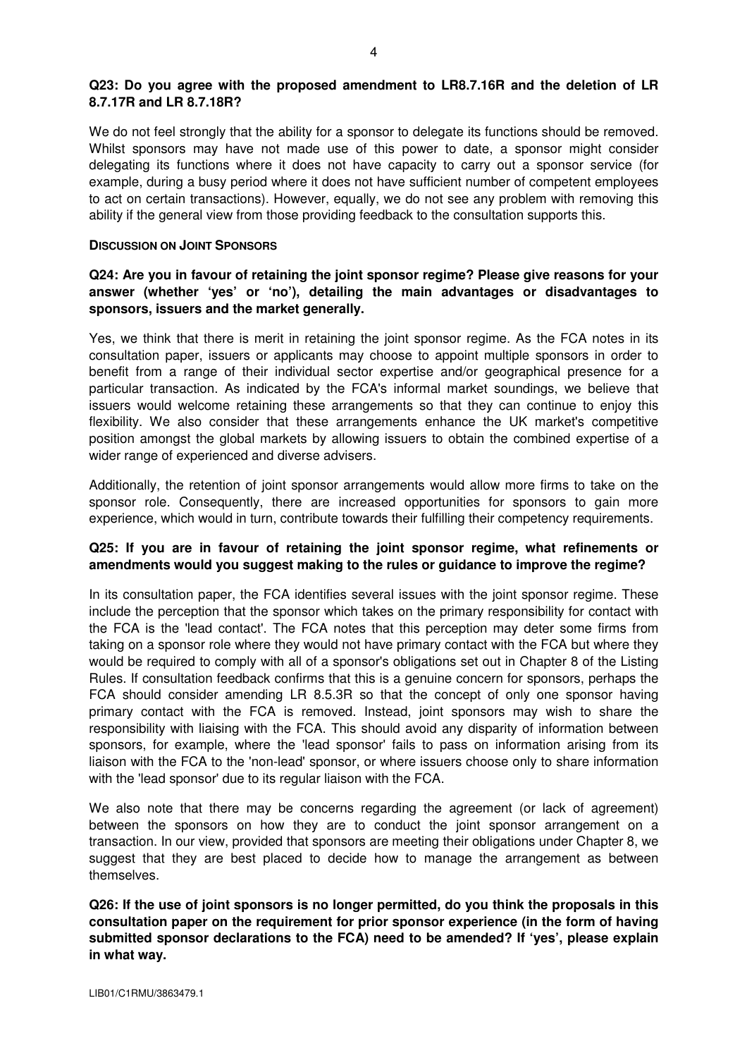**Q23: Do you agree with the proposed amendment to LR8.7.16R and the deletion of LR 8.7.17R and LR 8.7.18R?**

We do not feel strongly that the ability for a sponsor to delegate its functions should be removed. Whilst sponsors may have not made use of this power to date, a sponsor might consider delegating its functions where it does not have capacity to carry out a sponsor service (for example, during a busy period where it does not have sufficient number of competent employees to act on certain transactions). However, equally, we do not see any problem with removing this ability if the general view from those providing feedback to the consultation supports this.

**DISCUSSION ON JOINT SPONSORS**

**Q24: Are you in favour of retaining the joint sponsor regime? Please give reasons for your answer (whether 'yes' or 'no'), detailing the main advantages or disadvantages to sponsors, issuers and the market generally.**

Yes, we think that there is merit in retaining the joint sponsor regime. As the FCA notes in its consultation paper, issuers or applicants may choose to appoint multiple sponsors in order to benefit from a range of their individual sector expertise and/or geographical presence for a particular transaction. As indicated by the FCA's informal market soundings, we believe that issuers would welcome retaining these arrangements so that they can continue to enjoy this flexibility. We also consider that these arrangements enhance the UK market's competitive position amongst the global markets by allowing issuers to obtain the combined expertise of a wider range of experienced and diverse advisers.

Additionally, the retention of joint sponsor arrangements would allow more firms to take on the sponsor role. Consequently, there are increased opportunities for sponsors to gain more experience, which would in turn, contribute towards their fulfilling their competency requirements.

**Q25: If you are in favour of retaining the joint sponsor regime, what refinements or amendments would you suggest making to the rules or guidance to improve the regime?**

In its consultation paper, the FCA identifies several issues with the joint sponsor regime. These include the perception that the sponsor which takes on the primary responsibility for contact with the FCA is the 'lead contact'. The FCA notes that this perception may deter some firms from taking on a sponsor role where they would not have primary contact with the FCA but where they would be required to comply with all of a sponsor's obligations set out in Chapter 8 of the Listing Rules. If consultation feedback confirms that this is a genuine concern for sponsors, perhaps the FCA should consider amending LR 8.5.3R so that the concept of only one sponsor having primary contact with the FCA is removed. Instead, joint sponsors may wish to share the responsibility with liaising with the FCA. This should avoid any disparity of information between sponsors, for example, where the 'lead sponsor' fails to pass on information arising from its liaison with the FCA to the 'non-lead' sponsor, or where issuers choose only to share information with the 'lead sponsor' due to its regular liaison with the FCA.

We also note that there may be concerns regarding the agreement (or lack of agreement) between the sponsors on how they are to conduct the joint sponsor arrangement on a transaction. In our view, provided that sponsors are meeting their obligations under Chapter 8, we suggest that they are best placed to decide how to manage the arrangement as between themselves.

**Q26: If the use of joint sponsors is no longer permitted, do you think the proposals in this consultation paper on the requirement for prior sponsor experience (in the form of having submitted sponsor declarations to the FCA) need to be amended? If 'yes', please explain in what way.**

LIB01/C1RMU/3863479.1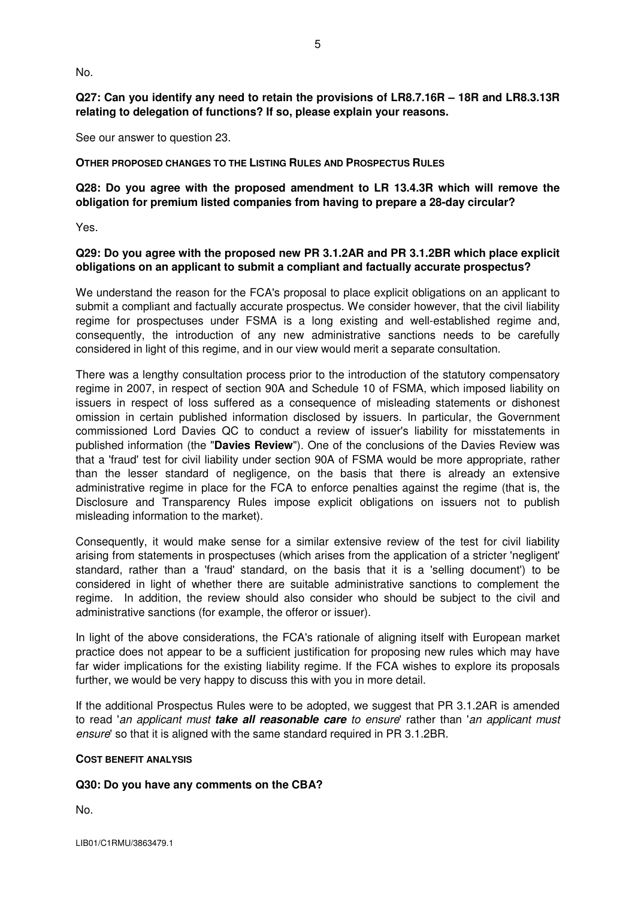No.

**Q27: Can you identify any need to retain the provisions of LR8.7.16R – 18R and LR8.3.13R relating to delegation of functions? If so, please explain your reasons.**

See our answer to question 23.

**OTHER PROPOSED CHANGES TO THE LISTING RULES AND PROSPECTUS RULES**

**Q28: Do you agree with the proposed amendment to LR 13.4.3R which will remove the obligation for premium listed companies from having to prepare a 28-day circular?**

Yes.

**Q29: Do you agree with the proposed new PR 3.1.2AR and PR 3.1.2BR which place explicit obligations on an applicant to submit a compliant and factually accurate prospectus?**

We understand the reason for the FCA's proposal to place explicit obligations on an applicant to submit a compliant and factually accurate prospectus. We consider however, that the civil liability regime for prospectuses under FSMA is a long existing and well-established regime and, consequently, the introduction of any new administrative sanctions needs to be carefully considered in light of this regime, and in our view would merit a separate consultation.

There was a lengthy consultation process prior to the introduction of the statutory compensatory regime in 2007, in respect of section 90A and Schedule 10 of FSMA, which imposed liability on issuers in respect of loss suffered as a consequence of misleading statements or dishonest omission in certain published information disclosed by issuers. In particular, the Government commissioned Lord Davies QC to conduct a review of issuer's liability for misstatements in published information (the "**Davies Review**"). One of the conclusions of the Davies Review was that a 'fraud' test for civil liability under section 90A of FSMA would be more appropriate, rather than the lesser standard of negligence, on the basis that there is already an extensive administrative regime in place for the FCA to enforce penalties against the regime (that is, the Disclosure and Transparency Rules impose explicit obligations on issuers not to publish misleading information to the market).

Consequently, it would make sense for a similar extensive review of the test for civil liability arising from statements in prospectuses (which arises from the application of a stricter 'negligent' standard, rather than a 'fraud' standard, on the basis that it is a 'selling document') to be considered in light of whether there are suitable administrative sanctions to complement the regime. In addition, the review should also consider who should be subject to the civil and administrative sanctions (for example, the offeror or issuer).

In light of the above considerations, the FCA's rationale of aligning itself with European market practice does not appear to be a sufficient justification for proposing new rules which may have far wider implications for the existing liability regime. If the FCA wishes to explore its proposals further, we would be very happy to discuss this with you in more detail.

If the additional Prospectus Rules were to be adopted, we suggest that PR 3.1.2AR is amended to read '*an applicant must **take all reasonable care** to ensure*' rather than '*an applicant must ensure*' so that it is aligned with the same standard required in PR 3.1.2BR.

**COST BENEFIT ANALYSIS**

**Q30: Do you have any comments on the CBA?**

No.

LIB01/C1RMU/3863479.1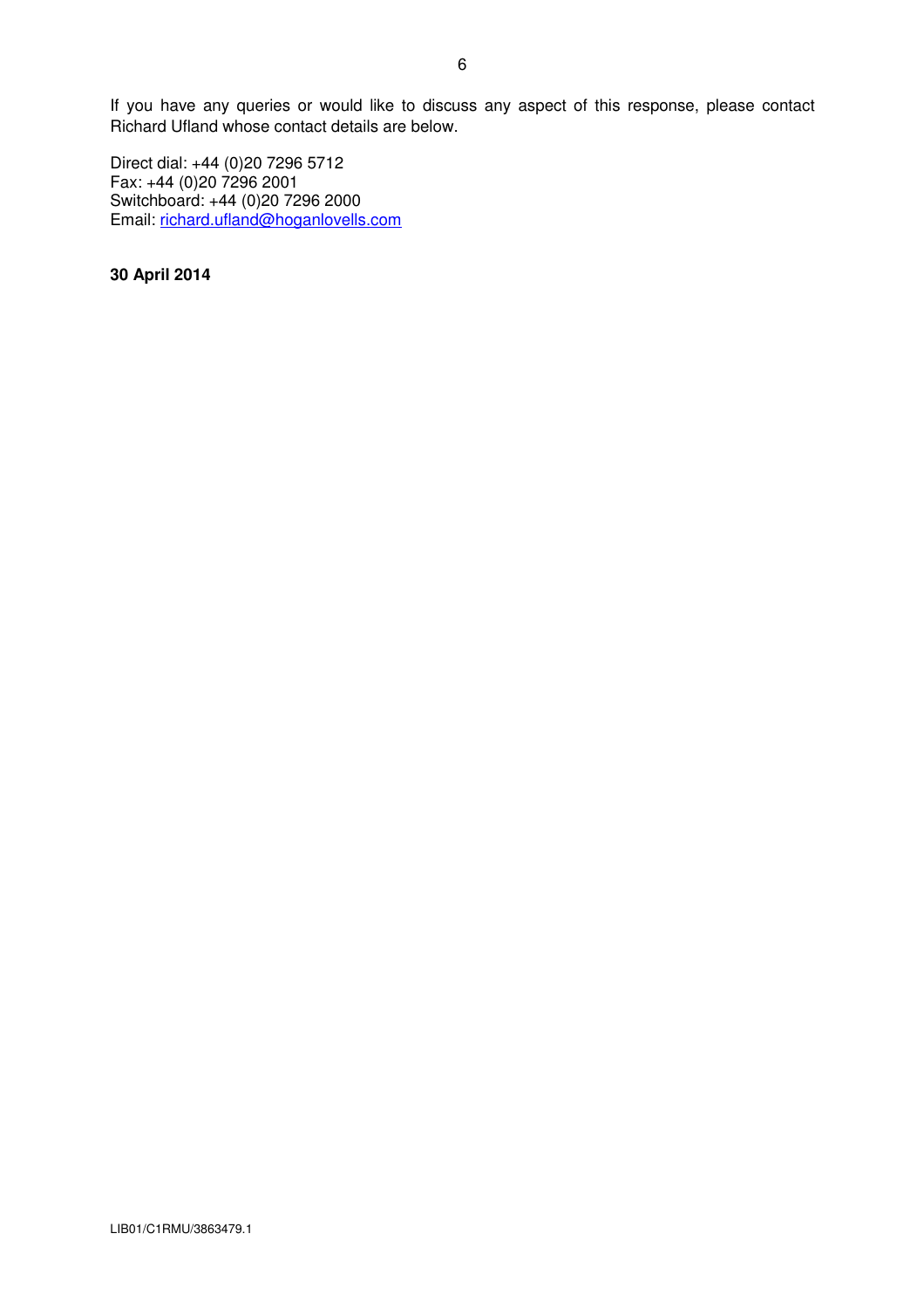If you have any queries or would like to discuss any aspect of this response, please contact Richard Ufland whose contact details are below.

Direct dial: +44 (0)20 7296 5712
Fax: +44 (0)20 7296 2001
Switchboard: +44 (0)20 7296 2000
Email: richard.ufland@hoganlovells.com

**30 April 2014**

LIB01/C1RMU/3863479.1